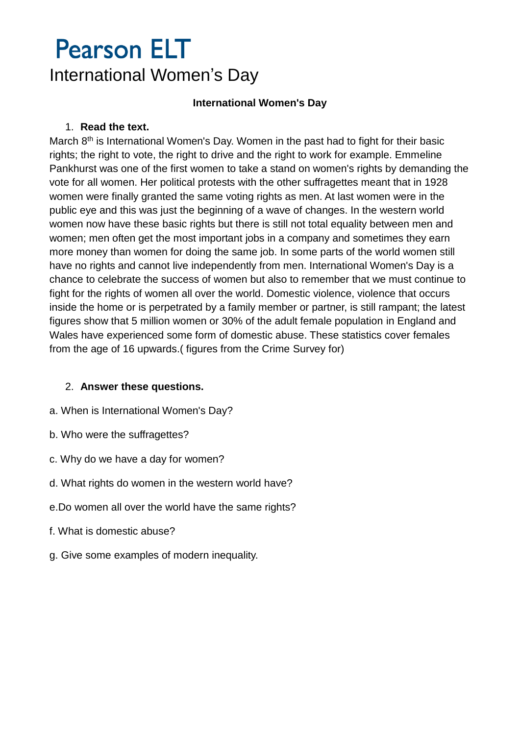# Pearson ELT

## International Women's Day

**International Women's Day**

1. **Read the text.**

March 8th is International Women's Day. Women in the past had to fight for their basic rights; the right to vote, the right to drive and the right to work for example. Emmeline Pankhurst was one of the first women to take a stand on women's rights by demanding the vote for all women. Her political protests with the other suffragettes meant that in 1928 women were finally granted the same voting rights as men. At last women were in the public eye and this was just the beginning of a wave of changes. In the western world women now have these basic rights but there is still not total equality between men and women; men often get the most important jobs in a company and sometimes they earn more money than women for doing the same job. In some parts of the world women still have no rights and cannot live independently from men. International Women's Day is a chance to celebrate the success of women but also to remember that we must continue to fight for the rights of women all over the world. Domestic violence, violence that occurs inside the home or is perpetrated by a family member or partner, is still rampant; the latest figures show that 5 million women or 30% of the adult female population in England and Wales have experienced some form of domestic abuse. These statistics cover females from the age of 16 upwards.( figures from the Crime Survey for)

2. **Answer these questions.**

a. When is International Women's Day?

b. Who were the suffragettes?

c. Why do we have a day for women?

d. What rights do women in the western world have?

e.Do women all over the world have the same rights?

f. What is domestic abuse?

g. Give some examples of modern inequality.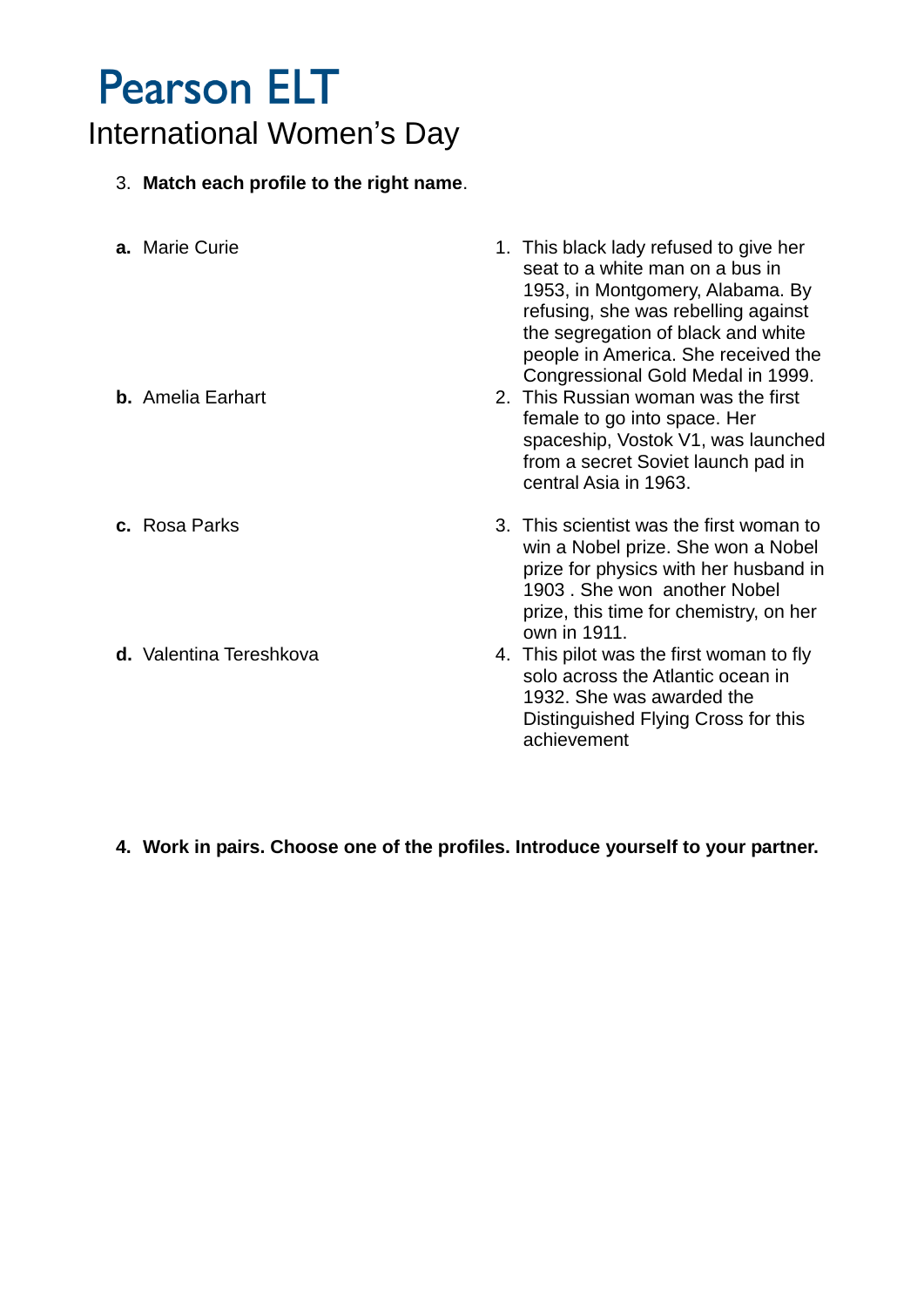# Pearson ELT

## International Women's Day

3. **Match each profile to the right name**.

| | |
|---|---|
| **a.** Marie Curie | 1. This black lady refused to give her seat to a white man on a bus in 1953, in Montgomery, Alabama. By refusing, she was rebelling against the segregation of black and white people in America. She received the Congressional Gold Medal in 1999. |
| **b.** Amelia Earhart | 2. This Russian woman was the first female to go into space. Her spaceship, Vostok V1, was launched from a secret Soviet launch pad in central Asia in 1963. |
| **c.** Rosa Parks | 3. This scientist was the first woman to win a Nobel prize. She won a Nobel prize for physics with her husband in 1903 . She won another Nobel prize, this time for chemistry, on her own in 1911. |
| **d.** Valentina Tereshkova | 4. This pilot was the first woman to fly solo across the Atlantic ocean in 1932. She was awarded the Distinguished Flying Cross for this achievement |

**4. Work in pairs. Choose one of the profiles. Introduce yourself to your partner.**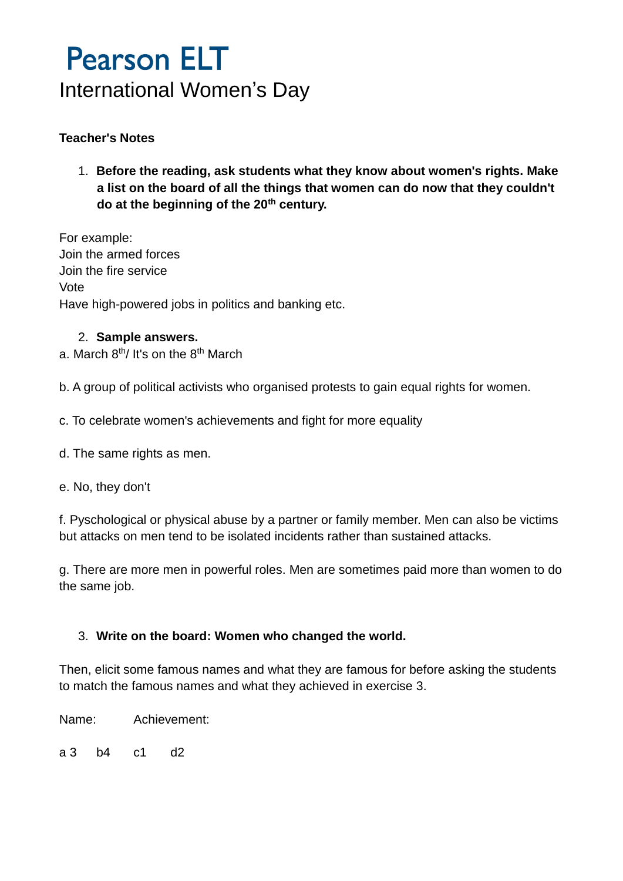# Pearson ELT

## International Women's Day

**Teacher's Notes**

1. **Before the reading, ask students what they know about women's rights. Make a list on the board of all the things that women can do now that they couldn't do at the beginning of the 20th century.**

For example:
Join the armed forces
Join the fire service
Vote
Have high-powered jobs in politics and banking etc.

2. **Sample answers.**

a. March 8th/ It's on the 8th March

b. A group of political activists who organised protests to gain equal rights for women.

c. To celebrate women's achievements and fight for more equality

d. The same rights as men.

e. No, they don't

f. Pyschological or physical abuse by a partner or family member. Men can also be victims but attacks on men tend to be isolated incidents rather than sustained attacks.

g. There are more men in powerful roles. Men are sometimes paid more than women to do the same job.

3. **Write on the board: Women who changed the world.**

Then, elicit some famous names and what they are famous for before asking the students to match the famous names and what they achieved in exercise 3.

Name: Achievement:

a 3 b4 c1 d2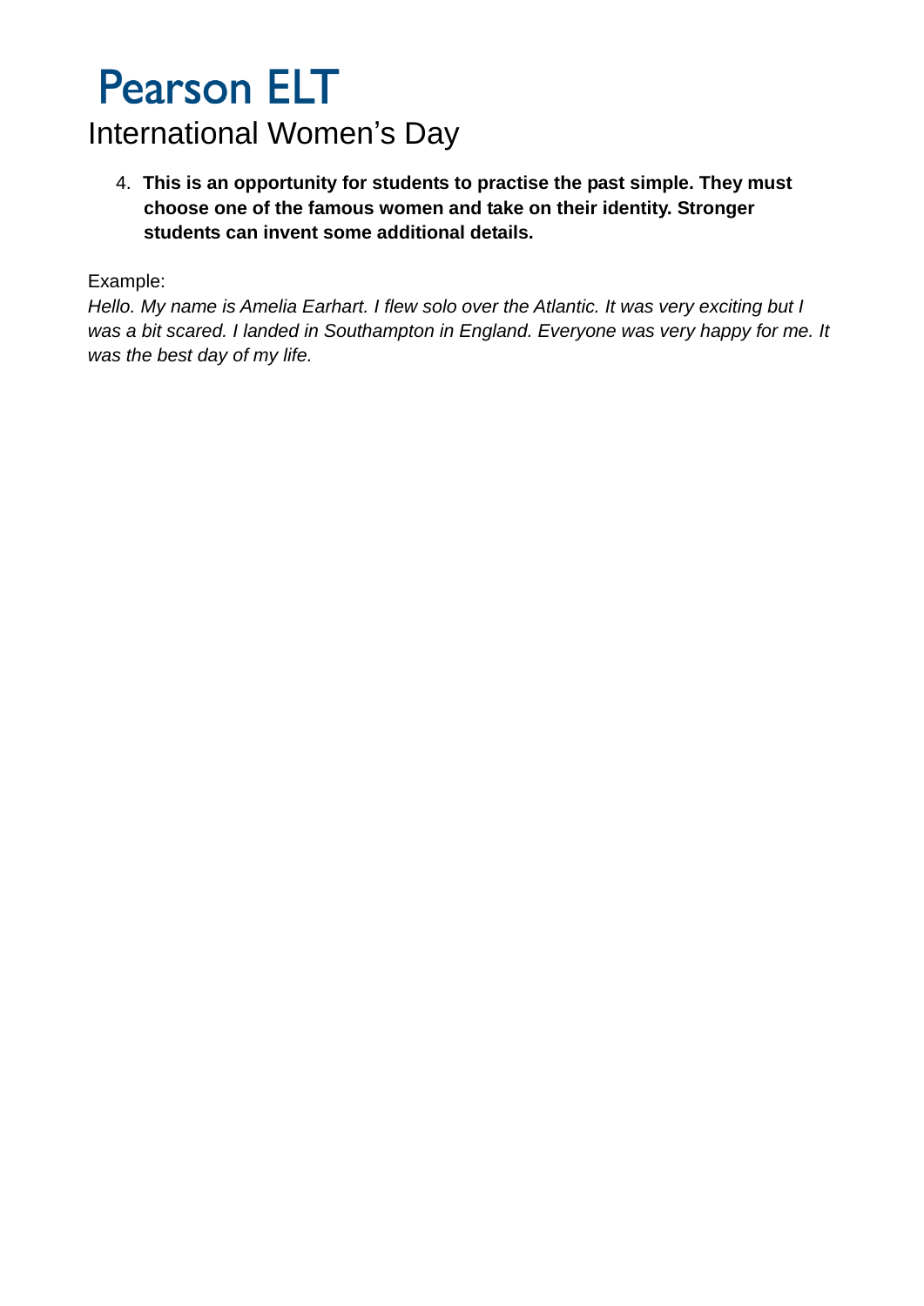# Pearson ELT

## International Women's Day

4. **This is an opportunity for students to practise the past simple. They must choose one of the famous women and take on their identity. Stronger students can invent some additional details.**

Example:

*Hello. My name is Amelia Earhart. I flew solo over the Atlantic. It was very exciting but I was a bit scared. I landed in Southampton in England. Everyone was very happy for me. It was the best day of my life.*